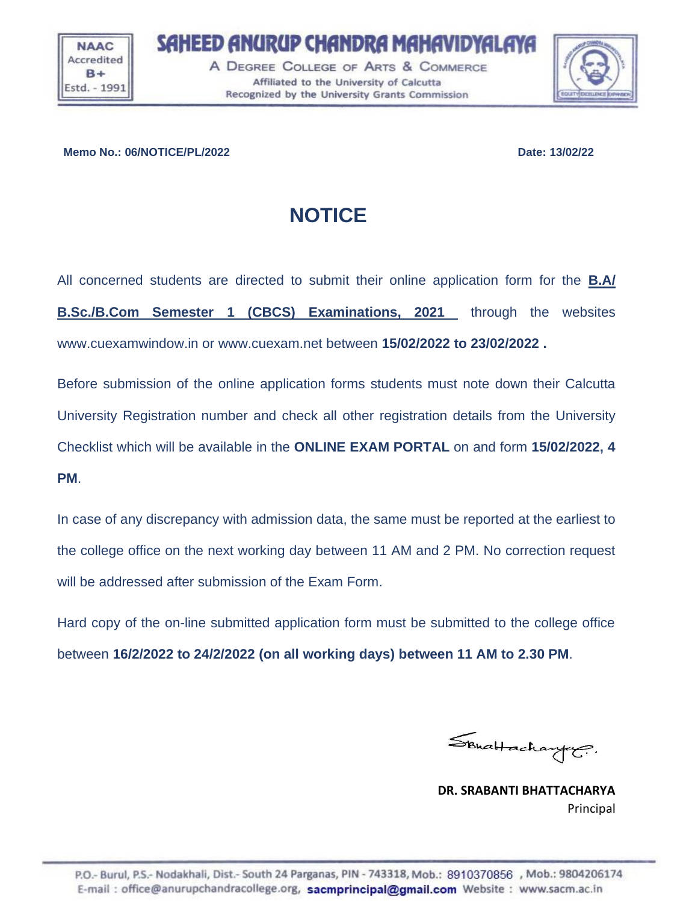# SAHEED ANURUP CHANDRA MAHAVIDYALAYA

NAAC Accredited B+ Estd. - 1991

A DEGREE COLLEGE OF ARTS & COMMERCE
Affiliated to the University of Calcutta
Recognized by the University Grants Commission

**Memo No.: 06/NOTICE/PL/2022** **Date: 13/02/22**

## NOTICE

All concerned students are directed to submit their online application form for the **B.A/ B.Sc./B.Com Semester 1 (CBCS) Examinations, 2021** through the websites www.cuexamwindow.in or www.cuexam.net between **15/02/2022 to 23/02/2022 .**

Before submission of the online application forms students must note down their Calcutta University Registration number and check all other registration details from the University Checklist which will be available in the **ONLINE EXAM PORTAL** on and form **15/02/2022, 4 PM**.

In case of any discrepancy with admission data, the same must be reported at the earliest to the college office on the next working day between 11 AM and 2 PM. No correction request will be addressed after submission of the Exam Form.

Hard copy of the on-line submitted application form must be submitted to the college office between **16/2/2022 to 24/2/2022 (on all working days) between 11 AM to 2.30 PM**.

S.Bhattacharya

**DR. SRABANTI BHATTACHARYA**
Principal

P.O.- Burul, P.S.- Nodakhali, Dist.- South 24 Parganas, PIN - 743318, Mob.: 8910370856 , Mob.: 9804206174
E-mail : office@anurupchandracollege.org, **sacmprincipal@gmail.com** Website : www.sacm.ac.in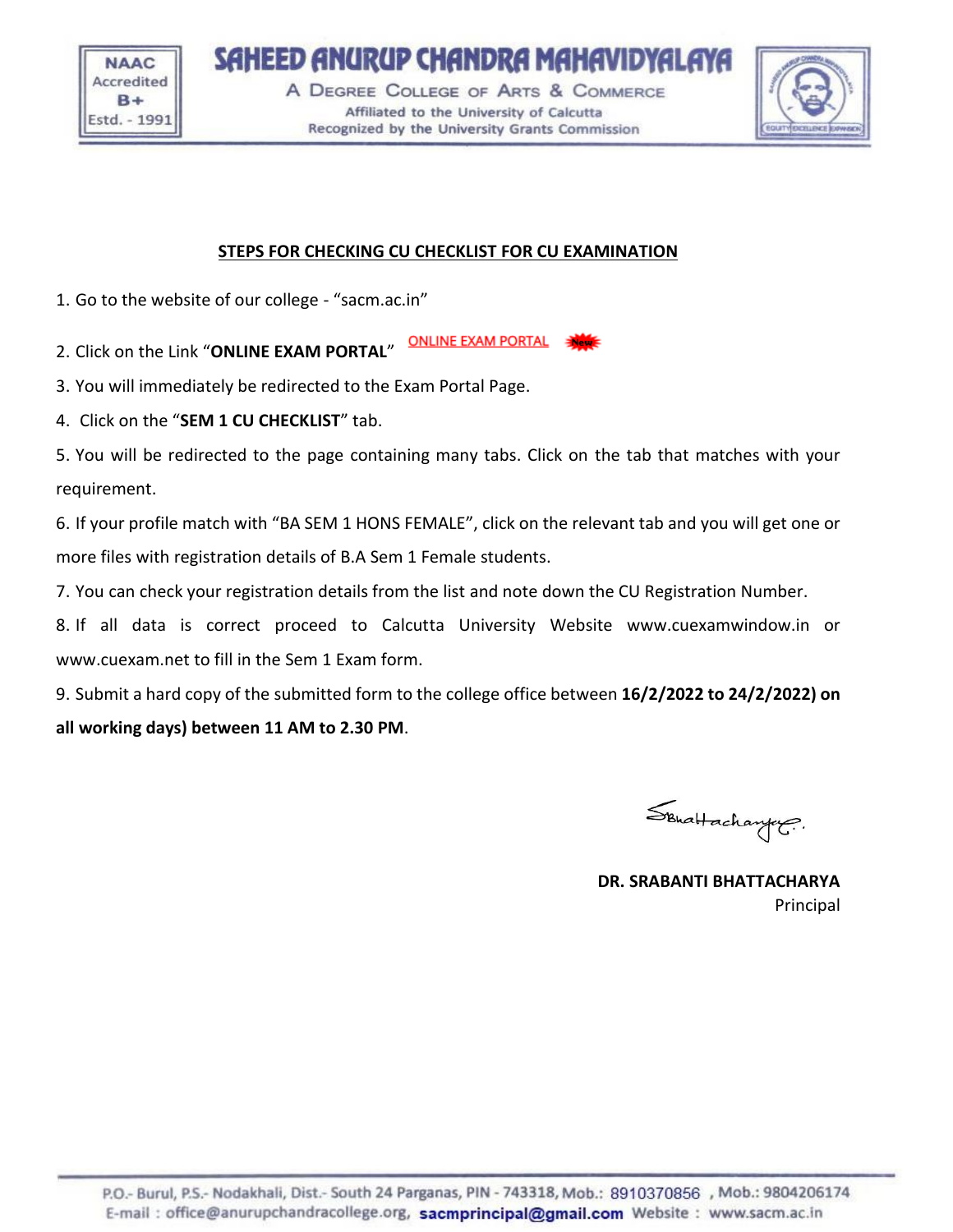SAHEED ANURUP CHANDRA MAHAVIDYALAYA

A DEGREE COLLEGE OF ARTS & COMMERCE

Affiliated to the University of Calcutta

Recognized by the University Grants Commission

NAAC Accredited B+

Estd. - 1991

**STEPS FOR CHECKING CU CHECKLIST FOR CU EXAMINATION**

1. Go to the website of our college - "sacm.ac.in"
2. Click on the Link "**ONLINE EXAM PORTAL**" ONLINE EXAM PORTAL New
3. You will immediately be redirected to the Exam Portal Page.
4. Click on the "**SEM 1 CU CHECKLIST**" tab.
5. You will be redirected to the page containing many tabs. Click on the tab that matches with your requirement.
6. If your profile match with "BA SEM 1 HONS FEMALE", click on the relevant tab and you will get one or more files with registration details of B.A Sem 1 Female students.
7. You can check your registration details from the list and note down the CU Registration Number.
8. If all data is correct proceed to Calcutta University Website www.cuexamwindow.in or www.cuexam.net to fill in the Sem 1 Exam form.
9. Submit a hard copy of the submitted form to the college office between **16/2/2022 to 24/2/2022) on all working days) between 11 AM to 2.30 PM**.

S Bhattacharya

**DR. SRABANTI BHATTACHARYA**
Principal

P.O.- Burul, P.S.- Nodakhali, Dist.- South 24 Parganas, PIN - 743318, Mob.: 8910370856 , Mob.: 9804206174
E-mail : office@anurupchandracollege.org, **sacmprincipal@gmail.com** Website : www.sacm.ac.in